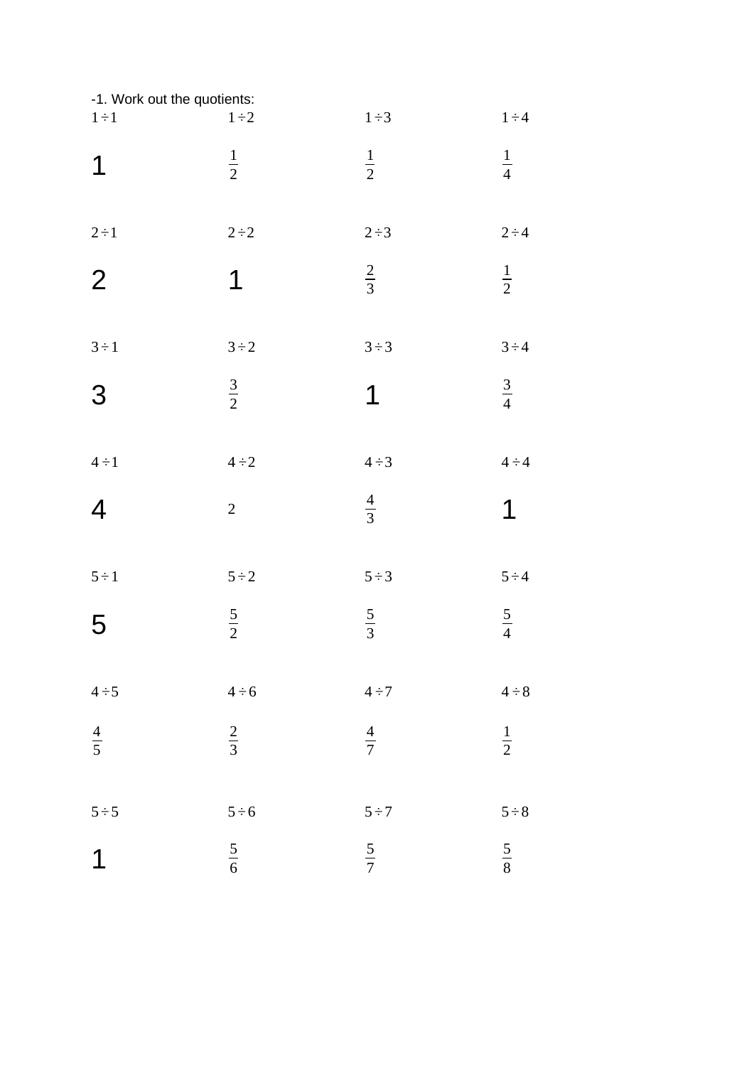-1. Work out the quotients:

| $1 \div 1$ | $1 \div 2$ | $1 \div 3$ | $1 \div 4$ |
|---|---|---|---|
| 1 | $\frac{1}{2}$ | $\frac{1}{2}$ | $\frac{1}{4}$ |
| $2 \div 1$ | $2 \div 2$ | $2 \div 3$ | $2 \div 4$ |
| 2 | 1 | $\frac{2}{3}$ | $\frac{1}{2}$ |
| $3 \div 1$ | $3 \div 2$ | $3 \div 3$ | $3 \div 4$ |
| 3 | $\frac{3}{2}$ | 1 | $\frac{3}{4}$ |
| $4 \div 1$ | $4 \div 2$ | $4 \div 3$ | $4 \div 4$ |
| 4 | 2 | $\frac{4}{3}$ | 1 |
| $5 \div 1$ | $5 \div 2$ | $5 \div 3$ | $5 \div 4$ |
| 5 | $\frac{5}{2}$ | $\frac{5}{3}$ | $\frac{5}{4}$ |
| $4 \div 5$ | $4 \div 6$ | $4 \div 7$ | $4 \div 8$ |
| $\frac{4}{5}$ | $\frac{2}{3}$ | $\frac{4}{7}$ | $\frac{1}{2}$ |
| $5 \div 5$ | $5 \div 6$ | $5 \div 7$ | $5 \div 8$ |
| 1 | $\frac{5}{6}$ | $\frac{5}{7}$ | $\frac{5}{8}$ |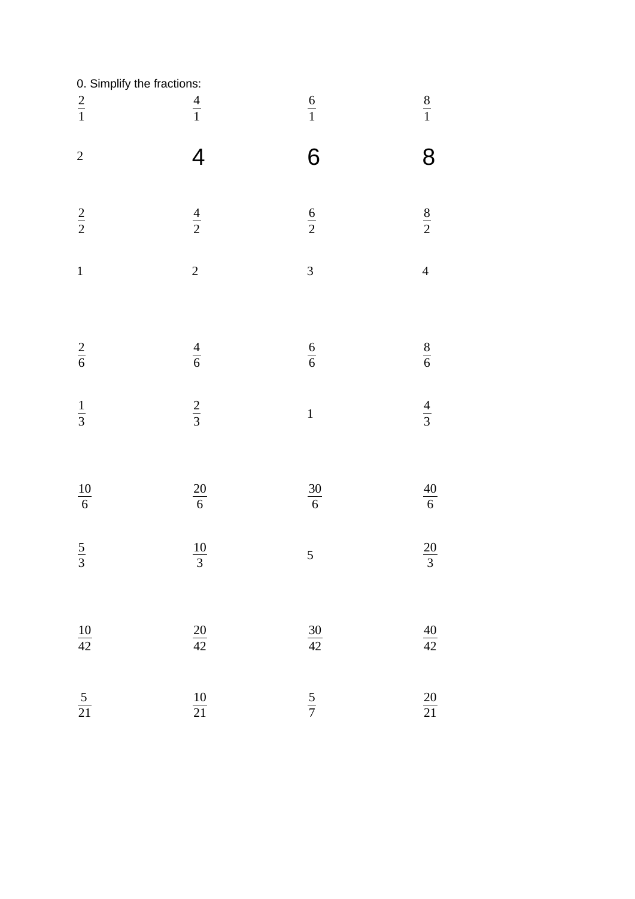0. Simplify the fractions:

| | | | |
|---|---|---|---|
| $\frac{2}{1}$ | $\frac{4}{1}$ | $\frac{6}{1}$ | $\frac{8}{1}$ |
| $2$ | $4$ | $6$ | $8$ |
| $\frac{2}{2}$ | $\frac{4}{2}$ | $\frac{6}{2}$ | $\frac{8}{2}$ |
| $1$ | $2$ | $3$ | $4$ |
| $\frac{2}{6}$ | $\frac{4}{6}$ | $\frac{6}{6}$ | $\frac{8}{6}$ |
| $\frac{1}{3}$ | $\frac{2}{3}$ | $1$ | $\frac{4}{3}$ |
| $\frac{10}{6}$ | $\frac{20}{6}$ | $\frac{30}{6}$ | $\frac{40}{6}$ |
| $\frac{5}{3}$ | $\frac{10}{3}$ | $5$ | $\frac{20}{3}$ |
| $\frac{10}{42}$ | $\frac{20}{42}$ | $\frac{30}{42}$ | $\frac{40}{42}$ |
| $\frac{5}{21}$ | $\frac{10}{21}$ | $\frac{5}{7}$ | $\frac{20}{21}$ |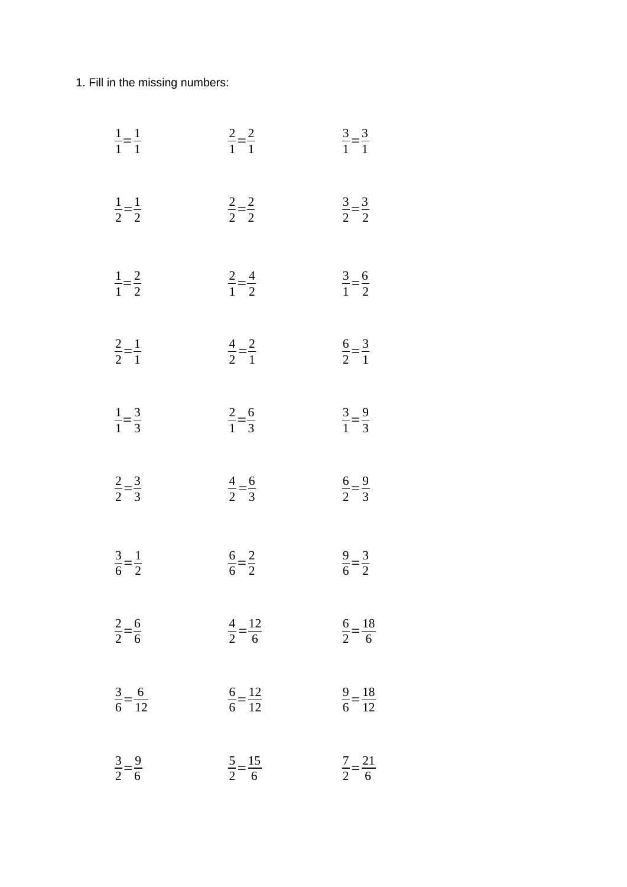1. Fill in the missing numbers:

$\frac{1}{1}=\frac{1}{1}$ $\frac{2}{1}=\frac{2}{1}$ $\frac{3}{1}=\frac{3}{1}$

$\frac{1}{2}=\frac{1}{2}$ $\frac{2}{2}=\frac{2}{2}$ $\frac{3}{2}=\frac{3}{2}$

$\frac{1}{1}=\frac{2}{2}$ $\frac{2}{1}=\frac{4}{2}$ $\frac{3}{1}=\frac{6}{2}$

$\frac{2}{2}=\frac{1}{1}$ $\frac{4}{2}=\frac{2}{1}$ $\frac{6}{2}=\frac{3}{1}$

$\frac{1}{1}=\frac{3}{3}$ $\frac{2}{1}=\frac{6}{3}$ $\frac{3}{1}=\frac{9}{3}$

$\frac{2}{2}=\frac{3}{3}$ $\frac{4}{2}=\frac{6}{3}$ $\frac{6}{2}=\frac{9}{3}$

$\frac{3}{6}=\frac{1}{2}$ $\frac{6}{6}=\frac{2}{2}$ $\frac{9}{6}=\frac{3}{2}$

$\frac{2}{2}=\frac{6}{6}$ $\frac{4}{2}=\frac{12}{6}$ $\frac{6}{2}=\frac{18}{6}$

$\frac{3}{6}=\frac{6}{12}$ $\frac{6}{6}=\frac{12}{12}$ $\frac{9}{6}=\frac{18}{12}$

$\frac{3}{2}=\frac{9}{6}$ $\frac{5}{2}=\frac{15}{6}$ $\frac{7}{2}=\frac{21}{6}$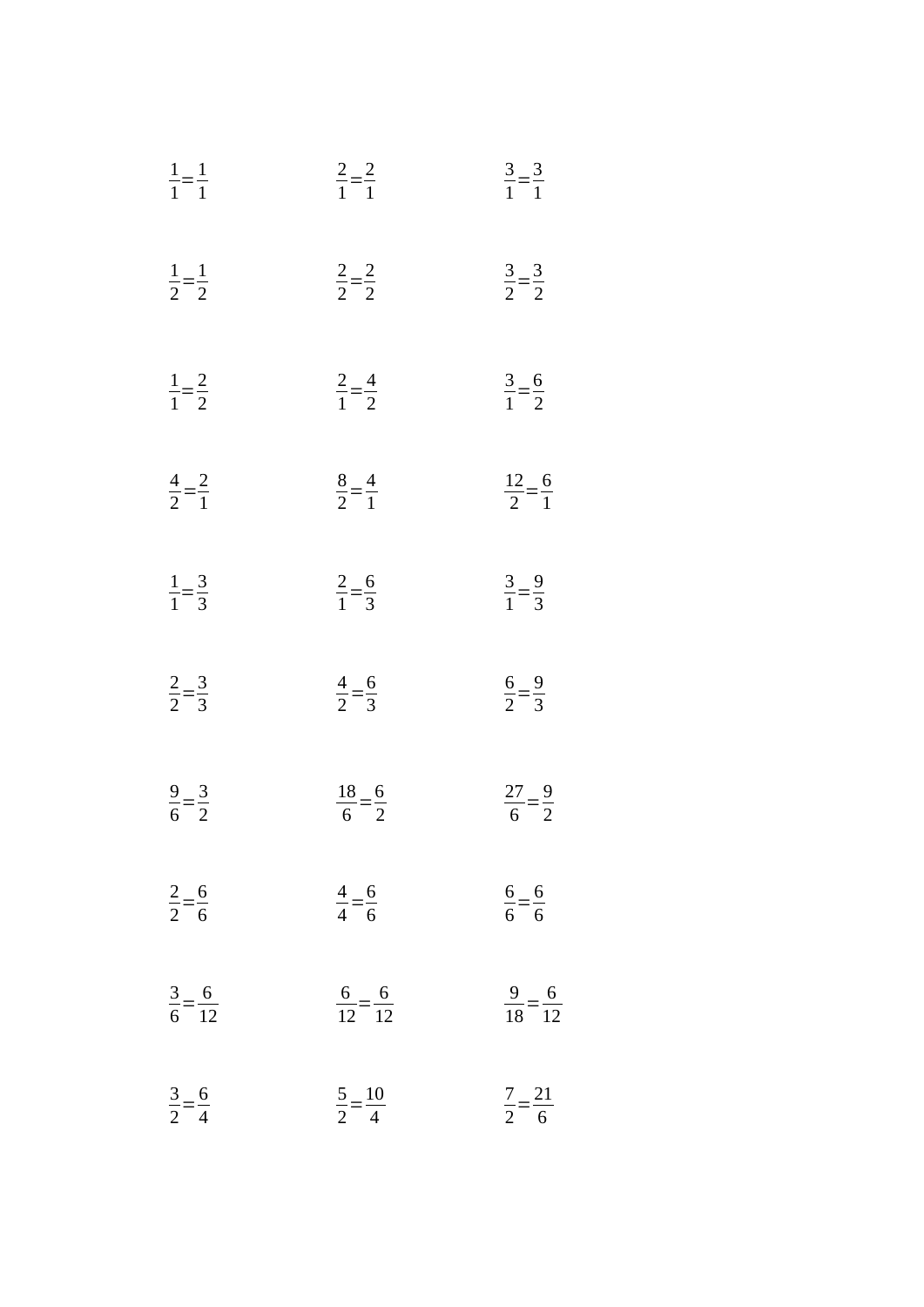$\frac{1}{1}=\frac{1}{1}$ $\frac{2}{1}=\frac{2}{1}$ $\frac{3}{1}=\frac{3}{1}$

$\frac{1}{2}=\frac{1}{2}$ $\frac{2}{2}=\frac{2}{2}$ $\frac{3}{2}=\frac{3}{2}$

$\frac{1}{1}=\frac{2}{2}$ $\frac{2}{1}=\frac{4}{2}$ $\frac{3}{1}=\frac{6}{2}$

$\frac{4}{2}=\frac{2}{1}$ $\frac{8}{2}=\frac{4}{1}$ $\frac{12}{2}=\frac{6}{1}$

$\frac{1}{1}=\frac{3}{3}$ $\frac{2}{1}=\frac{6}{3}$ $\frac{3}{1}=\frac{9}{3}$

$\frac{2}{2}=\frac{3}{3}$ $\frac{4}{2}=\frac{6}{3}$ $\frac{6}{2}=\frac{9}{3}$

$\frac{9}{6}=\frac{3}{2}$ $\frac{18}{6}=\frac{6}{2}$ $\frac{27}{6}=\frac{9}{2}$

$\frac{2}{2}=\frac{6}{6}$ $\frac{4}{4}=\frac{6}{6}$ $\frac{6}{6}=\frac{6}{6}$

$\frac{3}{6}=\frac{6}{12}$ $\frac{6}{12}=\frac{6}{12}$ $\frac{9}{18}=\frac{6}{12}$

$\frac{3}{2}=\frac{6}{4}$ $\frac{5}{2}=\frac{10}{4}$ $\frac{7}{2}=\frac{21}{6}$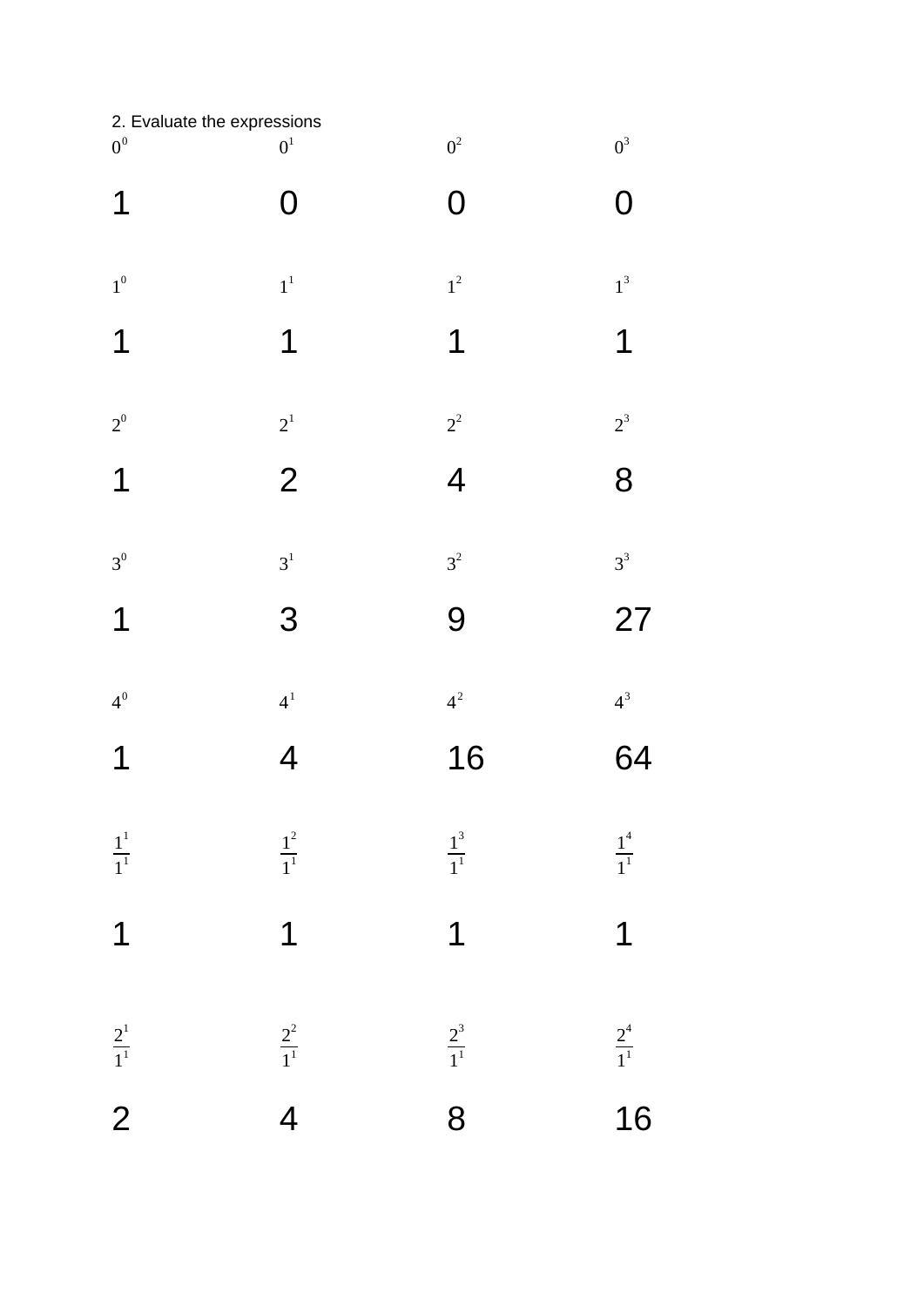2. Evaluate the expressions

| $0^0$ | $0^1$ | $0^2$ | $0^3$ |
|---|---|---|---|
| 1 | 0 | 0 | 0 |
| $1^0$ | $1^1$ | $1^2$ | $1^3$ |
| 1 | 1 | 1 | 1 |
| $2^0$ | $2^1$ | $2^2$ | $2^3$ |
| 1 | 2 | 4 | 8 |
| $3^0$ | $3^1$ | $3^2$ | $3^3$ |
| 1 | 3 | 9 | 27 |
| $4^0$ | $4^1$ | $4^2$ | $4^3$ |
| 1 | 4 | 16 | 64 |
| $\frac{1^1}{1^1}$ | $\frac{1^2}{1^1}$ | $\frac{1^3}{1^1}$ | $\frac{1^4}{1^1}$ |
| 1 | 1 | 1 | 1 |
| $\frac{2^1}{1^1}$ | $\frac{2^2}{1^1}$ | $\frac{2^3}{1^1}$ | $\frac{2^4}{1^1}$ |
| 2 | 4 | 8 | 16 |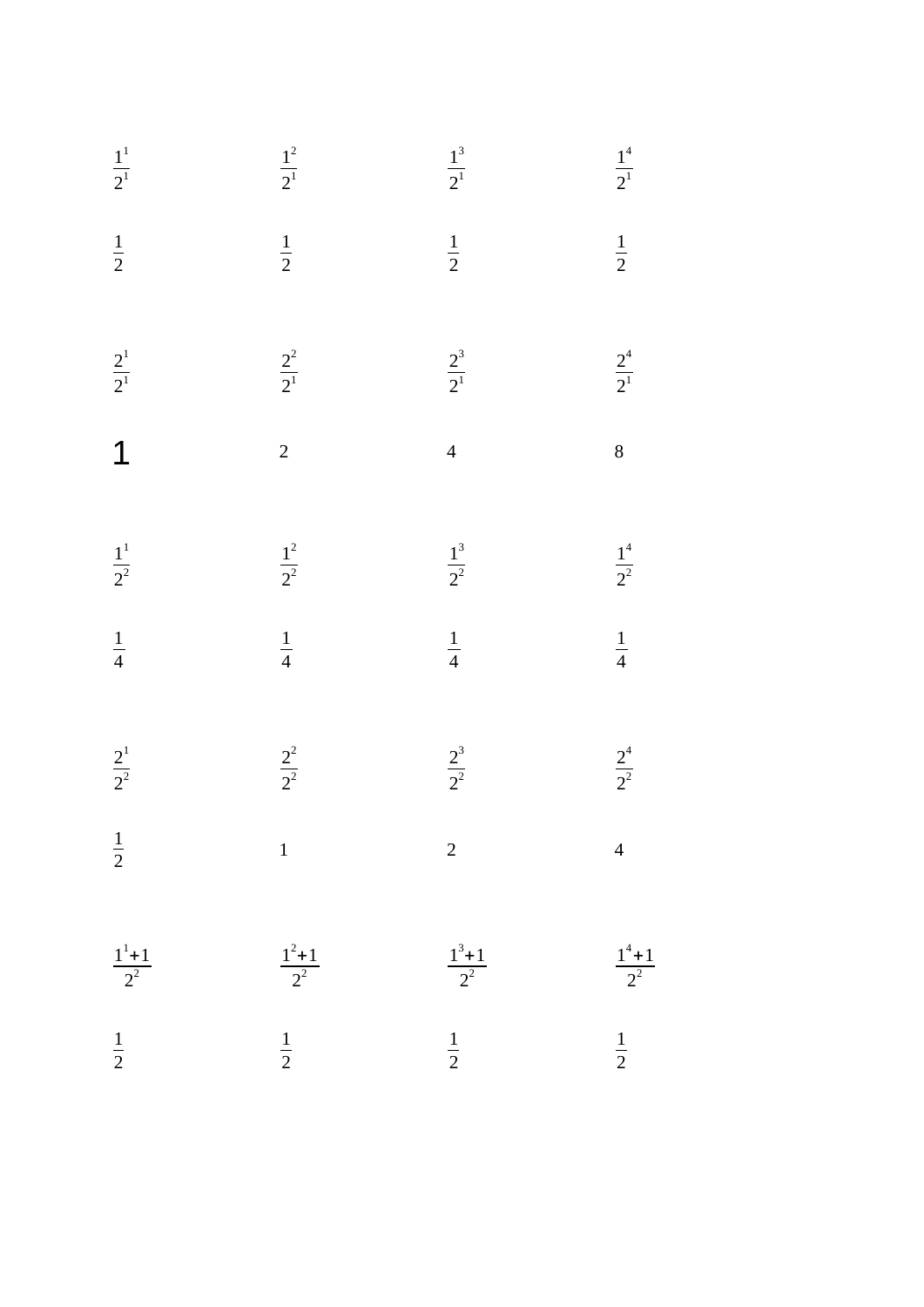| | | | |
|---|---|---|---|
| $\frac{1^1}{2^1}$ | $\frac{1^2}{2^1}$ | $\frac{1^3}{2^1}$ | $\frac{1^4}{2^1}$ |
| $\frac{1}{2}$ | $\frac{1}{2}$ | $\frac{1}{2}$ | $\frac{1}{2}$ |
| $\frac{2^1}{2^1}$ | $\frac{2^2}{2^1}$ | $\frac{2^3}{2^1}$ | $\frac{2^4}{2^1}$ |
| 1 | 2 | 4 | 8 |
| $\frac{1^1}{2^2}$ | $\frac{1^2}{2^2}$ | $\frac{1^3}{2^2}$ | $\frac{1^4}{2^2}$ |
| $\frac{1}{4}$ | $\frac{1}{4}$ | $\frac{1}{4}$ | $\frac{1}{4}$ |
| $\frac{2^1}{2^2}$ | $\frac{2^2}{2^2}$ | $\frac{2^3}{2^2}$ | $\frac{2^4}{2^2}$ |
| $\frac{1}{2}$ | 1 | 2 | 4 |
| $\frac{1^1+1}{2^2}$ | $\frac{1^2+1}{2^2}$ | $\frac{1^3+1}{2^2}$ | $\frac{1^4+1}{2^2}$ |
| $\frac{1}{2}$ | $\frac{1}{2}$ | $\frac{1}{2}$ | $\frac{1}{2}$ |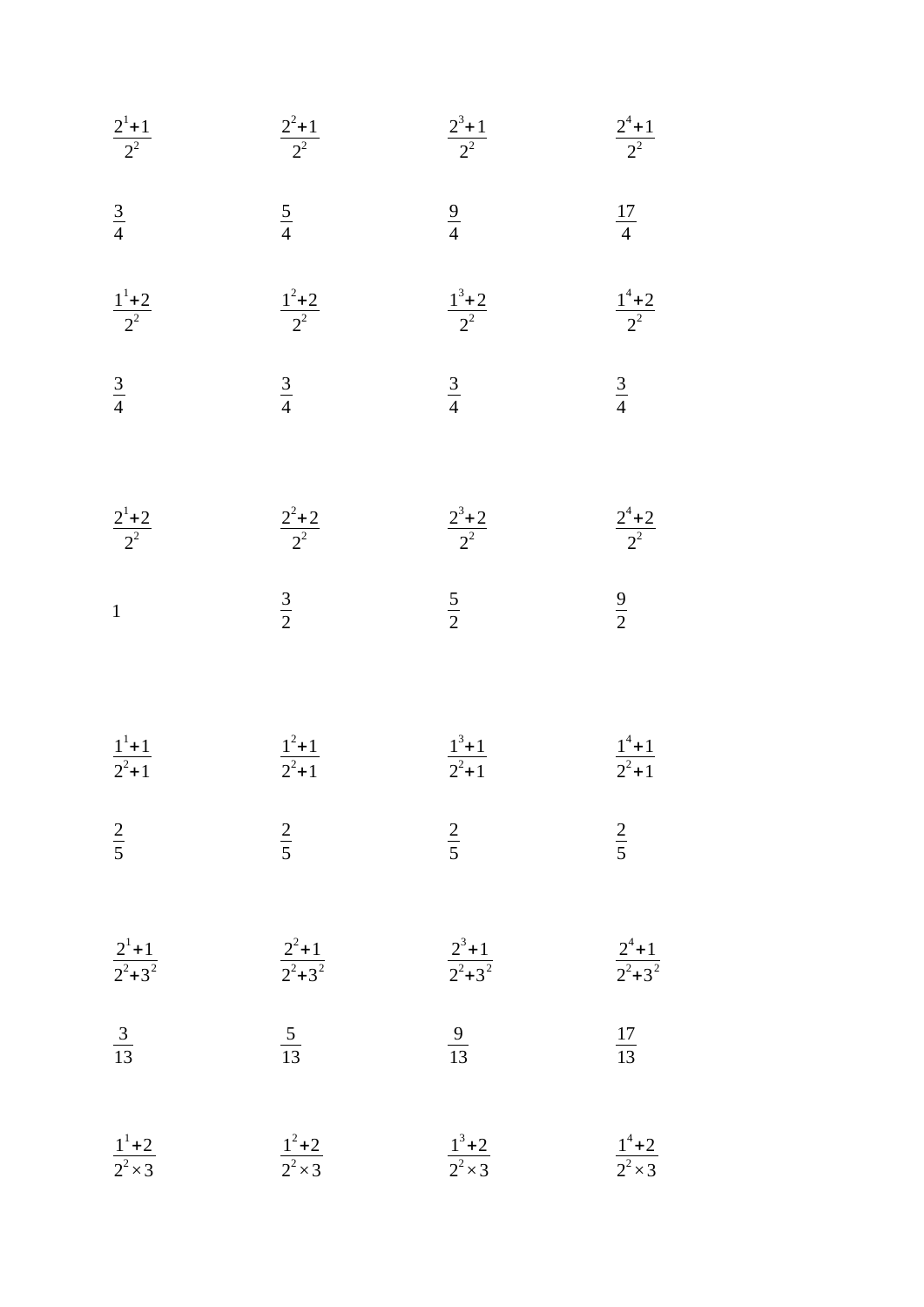$\frac{2^1+1}{2^2}$ $\frac{2^2+1}{2^2}$ $\frac{2^3+1}{2^2}$ $\frac{2^4+1}{2^2}$

$\frac{3}{4}$ $\frac{5}{4}$ $\frac{9}{4}$ $\frac{17}{4}$

$\frac{1^1+2}{2^2}$ $\frac{1^2+2}{2^2}$ $\frac{1^3+2}{2^2}$ $\frac{1^4+2}{2^2}$

$\frac{3}{4}$ $\frac{3}{4}$ $\frac{3}{4}$ $\frac{3}{4}$

$\frac{2^1+2}{2^2}$ $\frac{2^2+2}{2^2}$ $\frac{2^3+2}{2^2}$ $\frac{2^4+2}{2^2}$

$1$ $\frac{3}{2}$ $\frac{5}{2}$ $\frac{9}{2}$

$\frac{1^1+1}{2^2+1}$ $\frac{1^2+1}{2^2+1}$ $\frac{1^3+1}{2^2+1}$ $\frac{1^4+1}{2^2+1}$

$\frac{2}{5}$ $\frac{2}{5}$ $\frac{2}{5}$ $\frac{2}{5}$

$\frac{2^1+1}{2^2+3^2}$ $\frac{2^2+1}{2^2+3^2}$ $\frac{2^3+1}{2^2+3^2}$ $\frac{2^4+1}{2^2+3^2}$

$\frac{3}{13}$ $\frac{5}{13}$ $\frac{9}{13}$ $\frac{17}{13}$

$\frac{1^1+2}{2^2\times 3}$ $\frac{1^2+2}{2^2\times 3}$ $\frac{1^3+2}{2^2\times 3}$ $\frac{1^4+2}{2^2\times 3}$